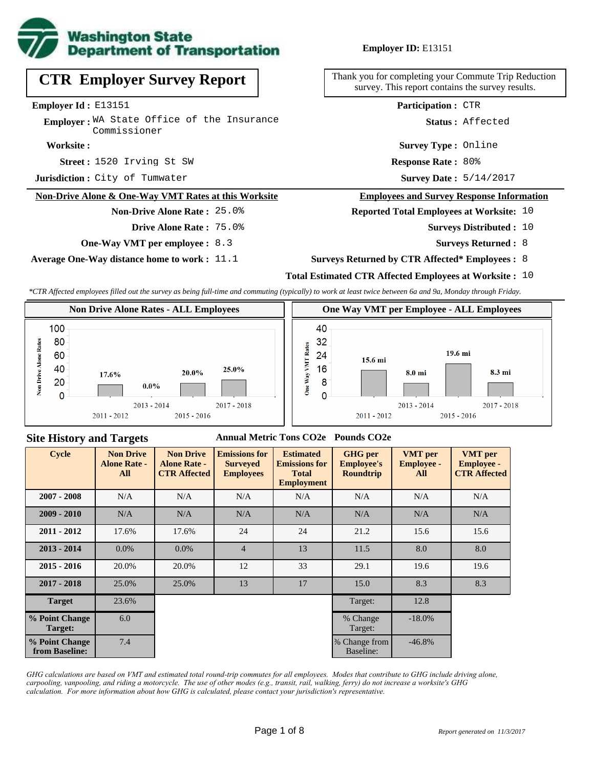**Washington State Department of Transportation**

**Employer ID:** E13151

# CTR Employer Survey Report

Thank you for completing your Commute Trip Reduction survey. This report contains the survey results.

**Employer Id :** E13151
**Employer :** WA State Office of the Insurance Commissioner
**Worksite :**
**Street :** 1520 Irving St SW
**Jurisdiction :** City of Tumwater

**Participation :** CTR
**Status :** Affected
**Survey Type :** Online
**Response Rate :** 80%
**Survey Date :** 5/14/2017

## Non-Drive Alone & One-Way VMT Rates at this Worksite

**Non-Drive Alone Rate :** 25.0%
**Drive Alone Rate :** 75.0%
**One-Way VMT per employee :** 8.3
**Average One-Way distance home to work :** 11.1

## Employees and Survey Response Information

**Reported Total Employees at Worksite:** 10
**Surveys Distributed :** 10
**Surveys Returned :** 8
**Surveys Returned by CTR Affected\* Employees :** 8
**Total Estimated CTR Affected Employees at Worksite :** 10

*\*CTR Affected employees filled out the survey as being full-time and commuting (typically) to work at least twice between 6a and 9a, Monday through Friday.*

### Non Drive Alone Rates - ALL Employees

| Cycle | Non Drive Alone Rate |
|---|---|
| 2011 - 2012 | 17.6% |
| 2013 - 2014 | 0.0% |
| 2015 - 2016 | 20.0% |
| 2017 - 2018 | 25.0% |

### One Way VMT per Employee - ALL Employees

| Cycle | One Way VMT |
|---|---|
| 2011 - 2012 | 15.6 mi |
| 2013 - 2014 | 8.0 mi |
| 2015 - 2016 | 19.6 mi |
| 2017 - 2018 | 8.3 mi |

## Site History and Targets

Annual Metric Tons CO2e    Pounds CO2e

| Cycle | Non Drive Alone Rate - All | Non Drive Alone Rate - CTR Affected | Emissions for Surveyed Employees | Estimated Emissions for Total Employment | GHG per Employee's Roundtrip | VMT per Employee - All | VMT per Employee - CTR Affected |
|---|---|---|---|---|---|---|---|
| 2007 - 2008 | N/A | N/A | N/A | N/A | N/A | N/A | N/A |
| 2009 - 2010 | N/A | N/A | N/A | N/A | N/A | N/A | N/A |
| 2011 - 2012 | 17.6% | 17.6% | 24 | 24 | 21.2 | 15.6 | 15.6 |
| 2013 - 2014 | 0.0% | 0.0% | 4 | 13 | 11.5 | 8.0 | 8.0 |
| 2015 - 2016 | 20.0% | 20.0% | 12 | 33 | 29.1 | 19.6 | 19.6 |
| 2017 - 2018 | 25.0% | 25.0% | 13 | 17 | 15.0 | 8.3 | 8.3 |
| Target | 23.6% | | | | Target: | 12.8 | |
| % Point Change Target: | 6.0 | | | | % Change Target: | -18.0% | |
| % Point Change from Baseline: | 7.4 | | | | % Change from Baseline: | -46.8% | |

*GHG calculations are based on VMT and estimated total round-trip commutes for all employees. Modes that contribute to GHG include driving alone, carpooling, vanpooling, and riding a motorcycle. The use of other modes (e.g., transit, rail, walking, ferry) do not increase a worksite's GHG calculation. For more information about how GHG is calculated, please contact your jurisdiction's representative.*

*Report generated on 11/3/2017*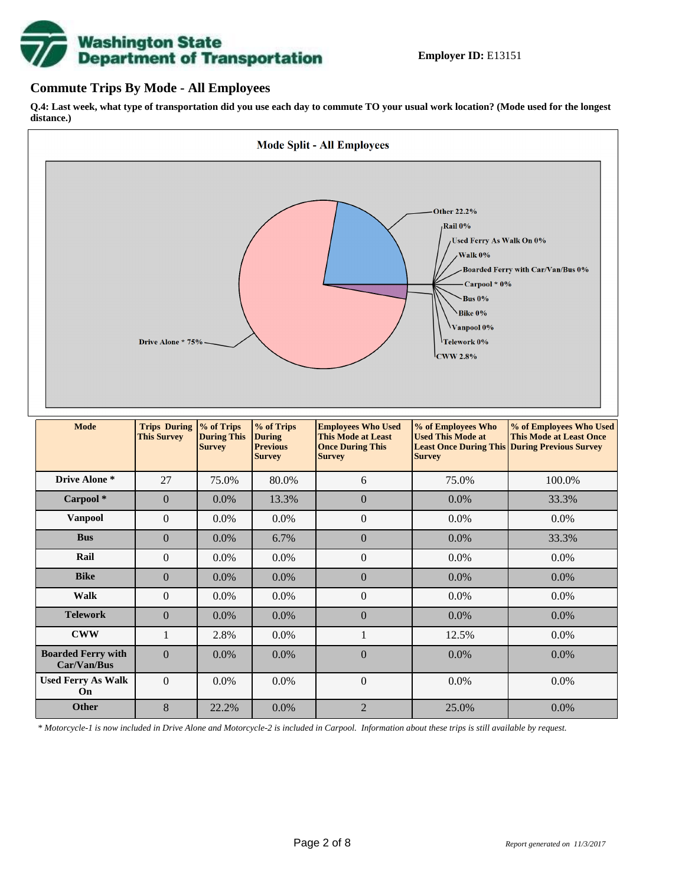**Employer ID:** E13151

## Commute Trips By Mode - All Employees

**Q.4: Last week, what type of transportation did you use each day to commute TO your usual work location? (Mode used for the longest distance.)**

**Mode Split - All Employees**

Other 22.2%
Rail 0%
Used Ferry As Walk On 0%
Walk 0%
Boarded Ferry with Car/Van/Bus 0%
Carpool * 0%
Bus 0%
Bike 0%
Vanpool 0%
Telework 0%
CWW 2.8%
Drive Alone * 75%

| Mode | Trips During This Survey | % of Trips During This Survey | % of Trips During Previous Survey | Employees Who Used This Mode at Least Once During This Survey | % of Employees Who Used This Mode at Least Once During This Survey | % of Employees Who Used This Mode at Least Once During Previous Survey |
|---|---|---|---|---|---|---|
| **Drive Alone *** | 27 | 75.0% | 80.0% | 6 | 75.0% | 100.0% |
| **Carpool *** | 0 | 0.0% | 13.3% | 0 | 0.0% | 33.3% |
| **Vanpool** | 0 | 0.0% | 0.0% | 0 | 0.0% | 0.0% |
| **Bus** | 0 | 0.0% | 6.7% | 0 | 0.0% | 33.3% |
| **Rail** | 0 | 0.0% | 0.0% | 0 | 0.0% | 0.0% |
| **Bike** | 0 | 0.0% | 0.0% | 0 | 0.0% | 0.0% |
| **Walk** | 0 | 0.0% | 0.0% | 0 | 0.0% | 0.0% |
| **Telework** | 0 | 0.0% | 0.0% | 0 | 0.0% | 0.0% |
| **CWW** | 1 | 2.8% | 0.0% | 1 | 12.5% | 0.0% |
| **Boarded Ferry with Car/Van/Bus** | 0 | 0.0% | 0.0% | 0 | 0.0% | 0.0% |
| **Used Ferry As Walk On** | 0 | 0.0% | 0.0% | 0 | 0.0% | 0.0% |
| **Other** | 8 | 22.2% | 0.0% | 2 | 25.0% | 0.0% |

*\* Motorcycle-1 is now included in Drive Alone and Motorcycle-2 is included in Carpool. Information about these trips is still available by request.*

*Report generated on 11/3/2017*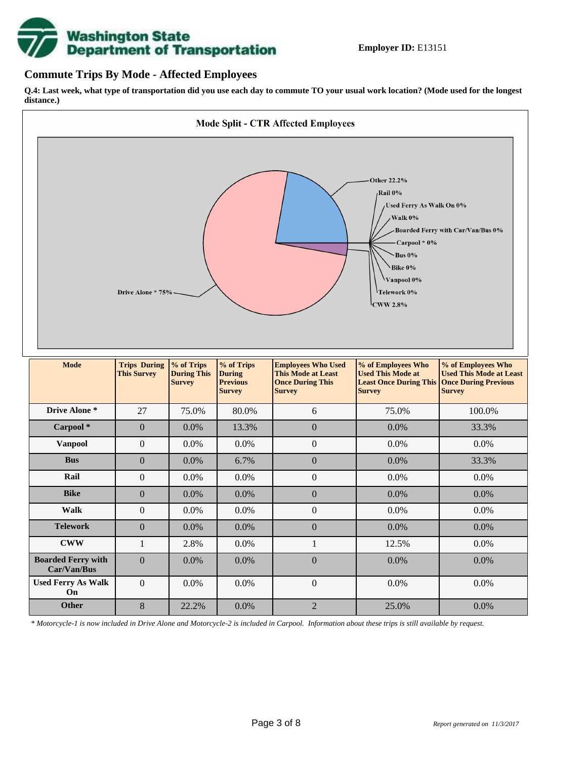**Employer ID:** E13151

## Commute Trips By Mode - Affected Employees

**Q.4: Last week, what type of transportation did you use each day to commute TO your usual work location? (Mode used for the longest distance.)**

**Mode Split - CTR Affected Employees**

Other 22.2%
Rail 0%
Used Ferry As Walk On 0%
Walk 0%
Boarded Ferry with Car/Van/Bus 0%
Carpool * 0%
Bus 0%
Bike 0%
Vanpool 0%
Telework 0%
CWW 2.8%
Drive Alone * 75%

| Mode | Trips During This Survey | % of Trips During This Survey | % of Trips During Previous Survey | Employees Who Used This Mode at Least Once During This Survey | % of Employees Who Used This Mode at Least Once During This Survey | % of Employees Who Used This Mode at Least Once During Previous Survey |
|---|---|---|---|---|---|---|
| **Drive Alone *** | 27 | 75.0% | 80.0% | 6 | 75.0% | 100.0% |
| **Carpool *** | 0 | 0.0% | 13.3% | 0 | 0.0% | 33.3% |
| **Vanpool** | 0 | 0.0% | 0.0% | 0 | 0.0% | 0.0% |
| **Bus** | 0 | 0.0% | 6.7% | 0 | 0.0% | 33.3% |
| **Rail** | 0 | 0.0% | 0.0% | 0 | 0.0% | 0.0% |
| **Bike** | 0 | 0.0% | 0.0% | 0 | 0.0% | 0.0% |
| **Walk** | 0 | 0.0% | 0.0% | 0 | 0.0% | 0.0% |
| **Telework** | 0 | 0.0% | 0.0% | 0 | 0.0% | 0.0% |
| **CWW** | 1 | 2.8% | 0.0% | 1 | 12.5% | 0.0% |
| **Boarded Ferry with Car/Van/Bus** | 0 | 0.0% | 0.0% | 0 | 0.0% | 0.0% |
| **Used Ferry As Walk On** | 0 | 0.0% | 0.0% | 0 | 0.0% | 0.0% |
| **Other** | 8 | 22.2% | 0.0% | 2 | 25.0% | 0.0% |

*\* Motorcycle-1 is now included in Drive Alone and Motorcycle-2 is included in Carpool. Information about these trips is still available by request.*

*Report generated on 11/3/2017*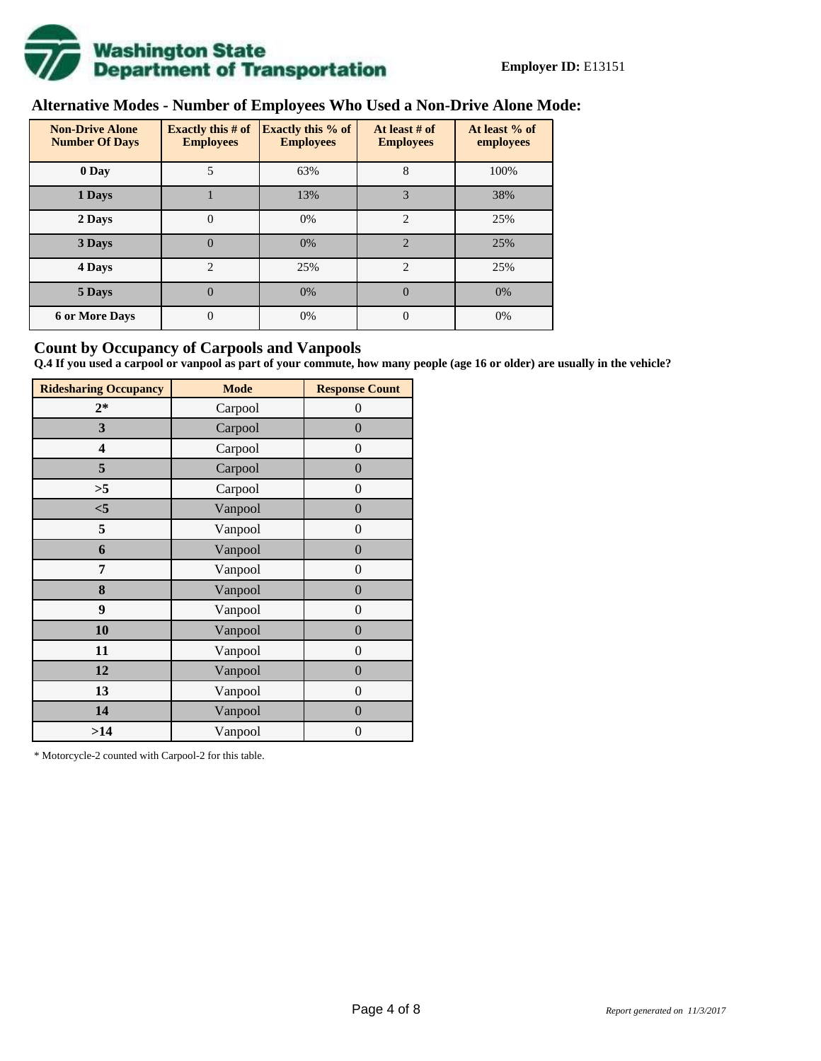**Employer ID:** E13151

## Alternative Modes - Number of Employees Who Used a Non-Drive Alone Mode:

| Non-Drive Alone Number Of Days | Exactly this # of Employees | Exactly this % of Employees | At least # of Employees | At least % of employees |
|---|---|---|---|---|
| 0 Day | 5 | 63% | 8 | 100% |
| 1 Days | 1 | 13% | 3 | 38% |
| 2 Days | 0 | 0% | 2 | 25% |
| 3 Days | 0 | 0% | 2 | 25% |
| 4 Days | 2 | 25% | 2 | 25% |
| 5 Days | 0 | 0% | 0 | 0% |
| 6 or More Days | 0 | 0% | 0 | 0% |

## Count by Occupancy of Carpools and Vanpools

**Q.4 If you used a carpool or vanpool as part of your commute, how many people (age 16 or older) are usually in the vehicle?**

| Ridesharing Occupancy | Mode | Response Count |
|---|---|---|
| 2* | Carpool | 0 |
| 3 | Carpool | 0 |
| 4 | Carpool | 0 |
| 5 | Carpool | 0 |
| >5 | Carpool | 0 |
| <5 | Vanpool | 0 |
| 5 | Vanpool | 0 |
| 6 | Vanpool | 0 |
| 7 | Vanpool | 0 |
| 8 | Vanpool | 0 |
| 9 | Vanpool | 0 |
| 10 | Vanpool | 0 |
| 11 | Vanpool | 0 |
| 12 | Vanpool | 0 |
| 13 | Vanpool | 0 |
| 14 | Vanpool | 0 |
| >14 | Vanpool | 0 |

* Motorcycle-2 counted with Carpool-2 for this table.

*Report generated on 11/3/2017*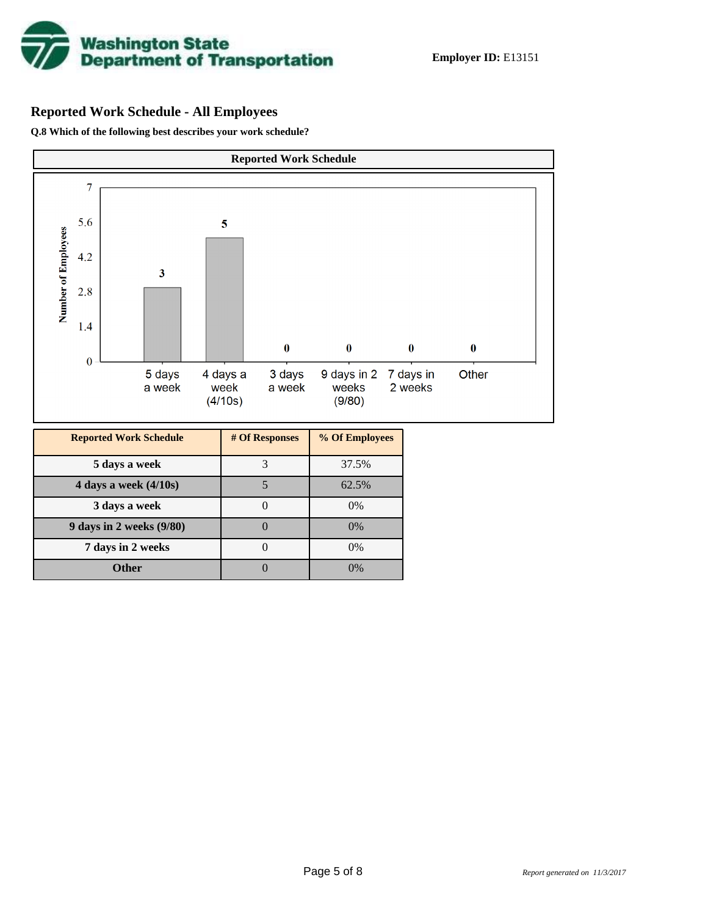Washington State Department of Transportation

**Employer ID:** E13151

## Reported Work Schedule - All Employees

**Q.8 Which of the following best describes your work schedule?**

**Reported Work Schedule**

| Reported Work Schedule | # Of Responses | % Of Employees |
|---|---|---|
| 5 days a week | 3 | 37.5% |
| 4 days a week (4/10s) | 5 | 62.5% |
| 3 days a week | 0 | 0% |
| 9 days in 2 weeks (9/80) | 0 | 0% |
| 7 days in 2 weeks | 0 | 0% |
| Other | 0 | 0% |

*Report generated on 11/3/2017*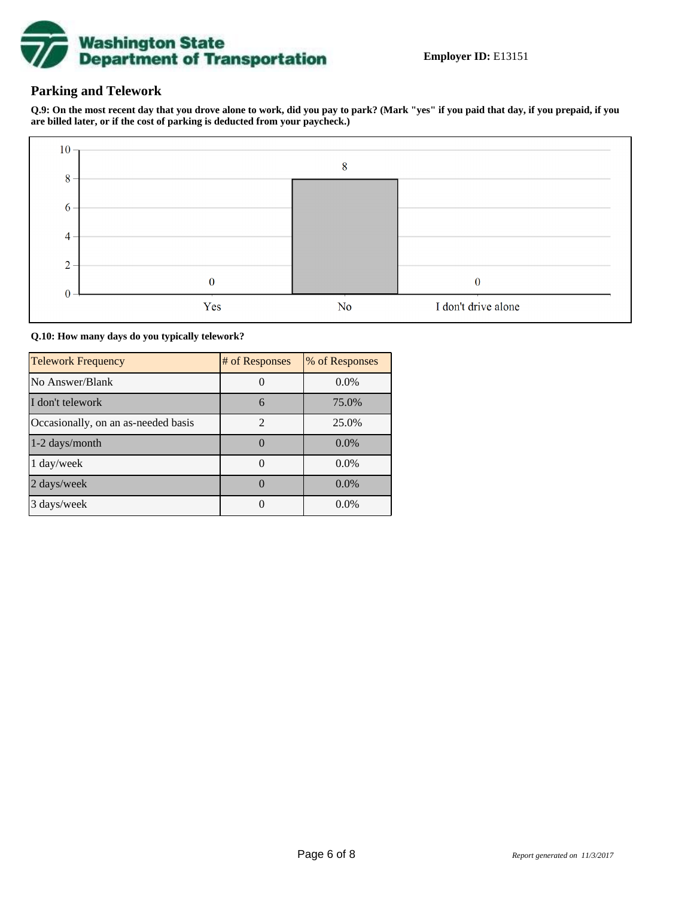Employer ID: E13151

## Parking and Telework

**Q.9: On the most recent day that you drove alone to work, did you pay to park? (Mark "yes" if you paid that day, if you prepaid, if you are billed later, or if the cost of parking is deducted from your paycheck.)**

| Response | Count |
|---|---|
| Yes | 0 |
| No | 8 |
| I don't drive alone | 0 |

**Q.10: How many days do you typically telework?**

| Telework Frequency | # of Responses | % of Responses |
|---|---|---|
| No Answer/Blank | 0 | 0.0% |
| I don't telework | 6 | 75.0% |
| Occasionally, on an as-needed basis | 2 | 25.0% |
| 1-2 days/month | 0 | 0.0% |
| 1 day/week | 0 | 0.0% |
| 2 days/week | 0 | 0.0% |
| 3 days/week | 0 | 0.0% |

*Report generated on 11/3/2017*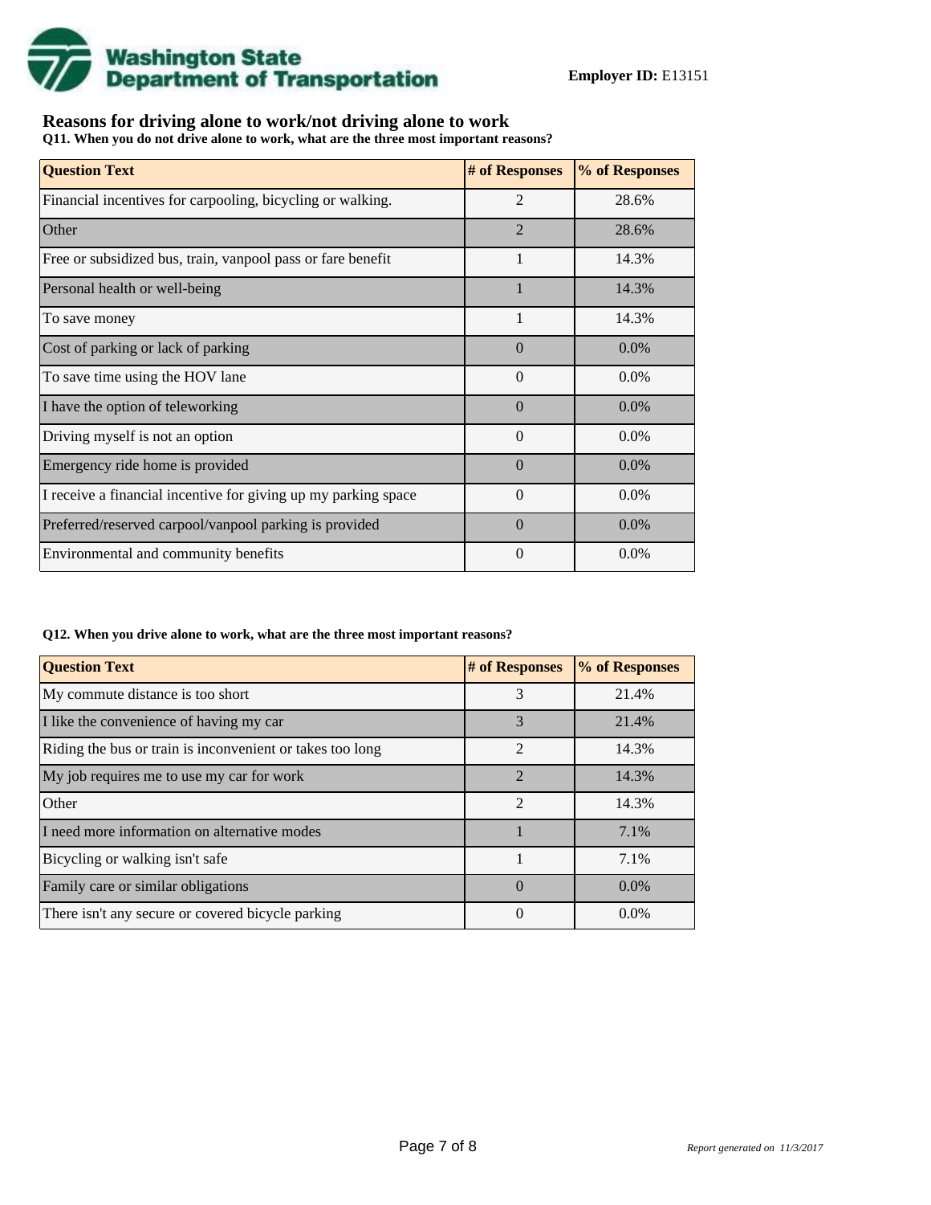Washington State Department of Transportation

**Employer ID:** E13151

## Reasons for driving alone to work/not driving alone to work

**Q11. When you do not drive alone to work, what are the three most important reasons?**

| Question Text | # of Responses | % of Responses |
|---|---|---|
| Financial incentives for carpooling, bicycling or walking. | 2 | 28.6% |
| Other | 2 | 28.6% |
| Free or subsidized bus, train, vanpool pass or fare benefit | 1 | 14.3% |
| Personal health or well-being | 1 | 14.3% |
| To save money | 1 | 14.3% |
| Cost of parking or lack of parking | 0 | 0.0% |
| To save time using the HOV lane | 0 | 0.0% |
| I have the option of teleworking | 0 | 0.0% |
| Driving myself is not an option | 0 | 0.0% |
| Emergency ride home is provided | 0 | 0.0% |
| I receive a financial incentive for giving up my parking space | 0 | 0.0% |
| Preferred/reserved carpool/vanpool parking is provided | 0 | 0.0% |
| Environmental and community benefits | 0 | 0.0% |

**Q12. When you drive alone to work, what are the three most important reasons?**

| Question Text | # of Responses | % of Responses |
|---|---|---|
| My commute distance is too short | 3 | 21.4% |
| I like the convenience of having my car | 3 | 21.4% |
| Riding the bus or train is inconvenient or takes too long | 2 | 14.3% |
| My job requires me to use my car for work | 2 | 14.3% |
| Other | 2 | 14.3% |
| I need more information on alternative modes | 1 | 7.1% |
| Bicycling or walking isn't safe | 1 | 7.1% |
| Family care or similar obligations | 0 | 0.0% |
| There isn't any secure or covered bicycle parking | 0 | 0.0% |

*Report generated on 11/3/2017*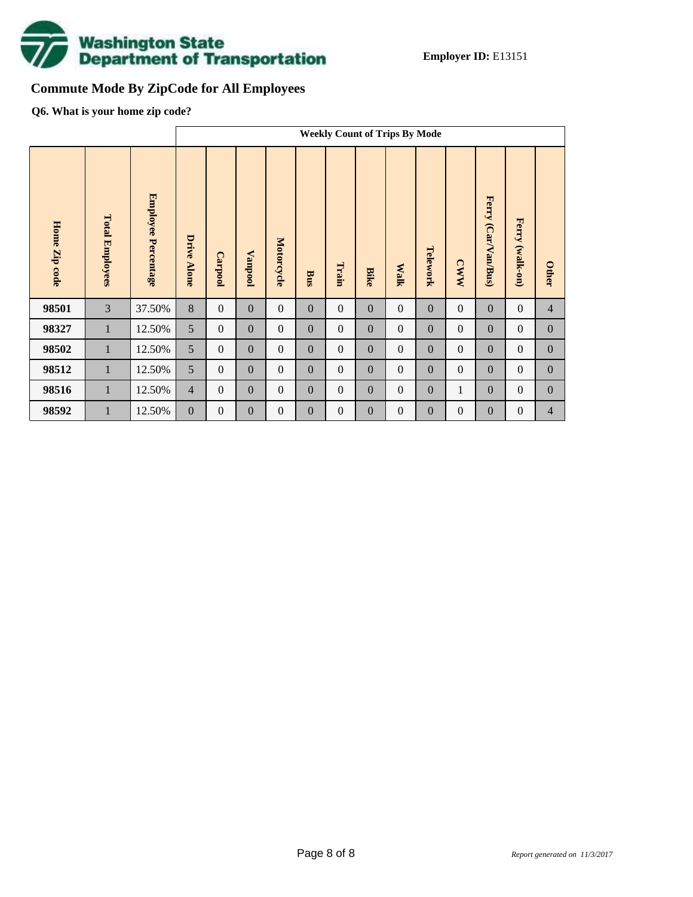**Employer ID:** E13151

## Commute Mode By ZipCode for All Employees

**Q6. What is your home zip code?**

| | | | Weekly Count of Trips By Mode | | | | | | | | | | | | | |
|---|---|---|---|---|---|---|---|---|---|---|---|---|---|---|---|---|
| **Home Zip code** | **Total Employees** | **Employee Percentage** | **Drive Alone** | **Carpool** | **Vanpool** | **Motorcycle** | **Bus** | **Train** | **Bike** | **Walk** | **Telework** | **CWW** | **Ferry (Car/Van/Bus)** | **Ferry (walk-on)** | **Other** |
| **98501** | 3 | 37.50% | 8 | 0 | 0 | 0 | 0 | 0 | 0 | 0 | 0 | 0 | 0 | 0 | 4 |
| **98327** | 1 | 12.50% | 5 | 0 | 0 | 0 | 0 | 0 | 0 | 0 | 0 | 0 | 0 | 0 | 0 |
| **98502** | 1 | 12.50% | 5 | 0 | 0 | 0 | 0 | 0 | 0 | 0 | 0 | 0 | 0 | 0 | 0 |
| **98512** | 1 | 12.50% | 5 | 0 | 0 | 0 | 0 | 0 | 0 | 0 | 0 | 0 | 0 | 0 | 0 |
| **98516** | 1 | 12.50% | 4 | 0 | 0 | 0 | 0 | 0 | 0 | 0 | 0 | 1 | 0 | 0 | 0 |
| **98592** | 1 | 12.50% | 0 | 0 | 0 | 0 | 0 | 0 | 0 | 0 | 0 | 0 | 0 | 0 | 4 |

*Report generated on 11/3/2017*